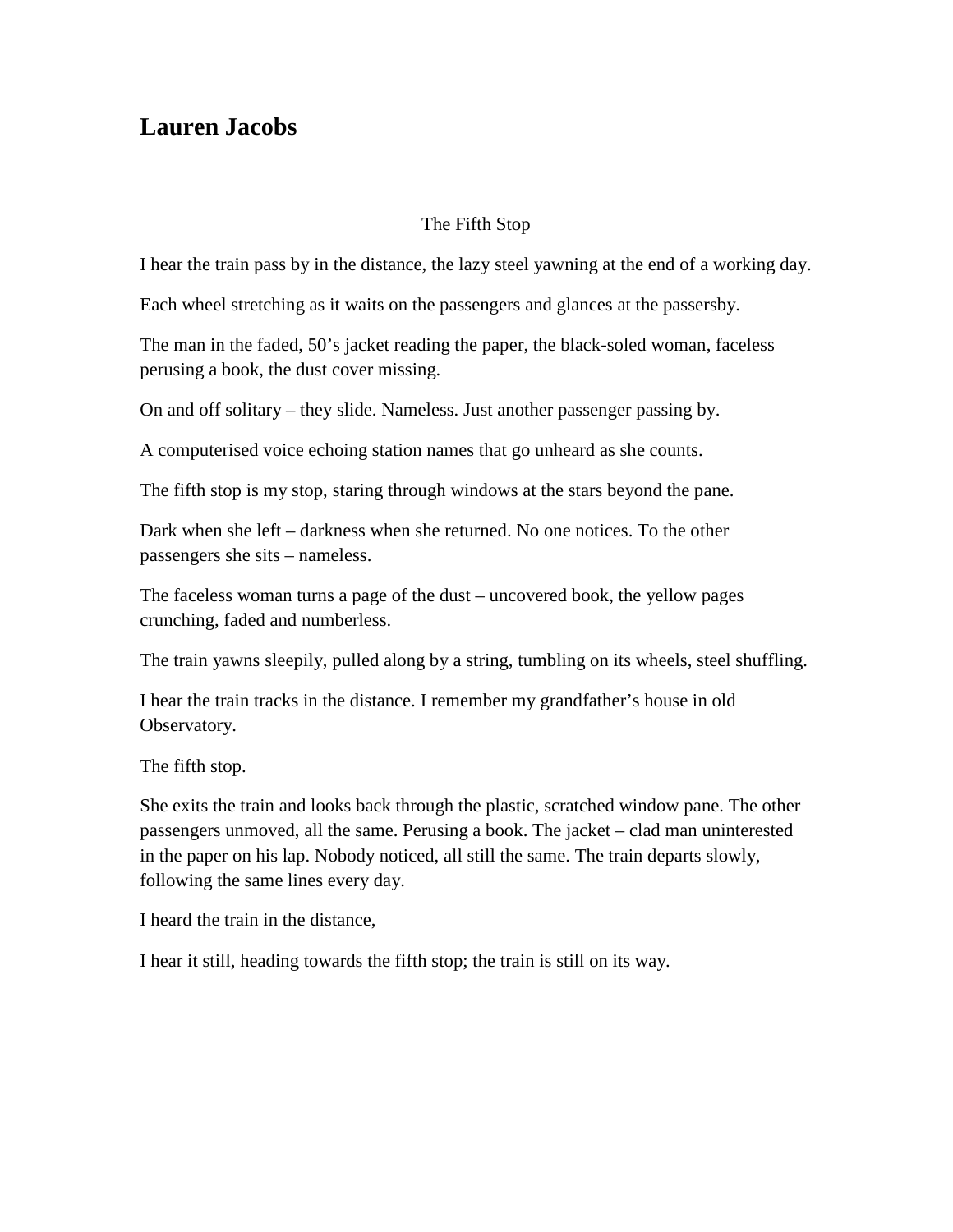## Lauren Jacobs

The Fifth Stop

I hear the train pass by in the distance, the lazy steel yawning at the end of a working day.

Each wheel stretching as it waits on the passengers and glances at the passersby.

The man in the faded, 50's jacket reading the paper, the black-soled woman, faceless perusing a book, the dust cover missing.

On and off solitary – they slide. Nameless. Just another passenger passing by.

A computerised voice echoing station names that go unheard as she counts.

The fifth stop is my stop, staring through windows at the stars beyond the pane.

Dark when she left – darkness when she returned. No one notices. To the other passengers she sits – nameless.

The faceless woman turns a page of the dust – uncovered book, the yellow pages crunching, faded and numberless.

The train yawns sleepily, pulled along by a string, tumbling on its wheels, steel shuffling.

I hear the train tracks in the distance. I remember my grandfather's house in old Observatory.

The fifth stop.

She exits the train and looks back through the plastic, scratched window pane. The other passengers unmoved, all the same. Perusing a book. The jacket – clad man uninterested in the paper on his lap. Nobody noticed, all still the same. The train departs slowly, following the same lines every day.

I heard the train in the distance,

I hear it still, heading towards the fifth stop; the train is still on its way.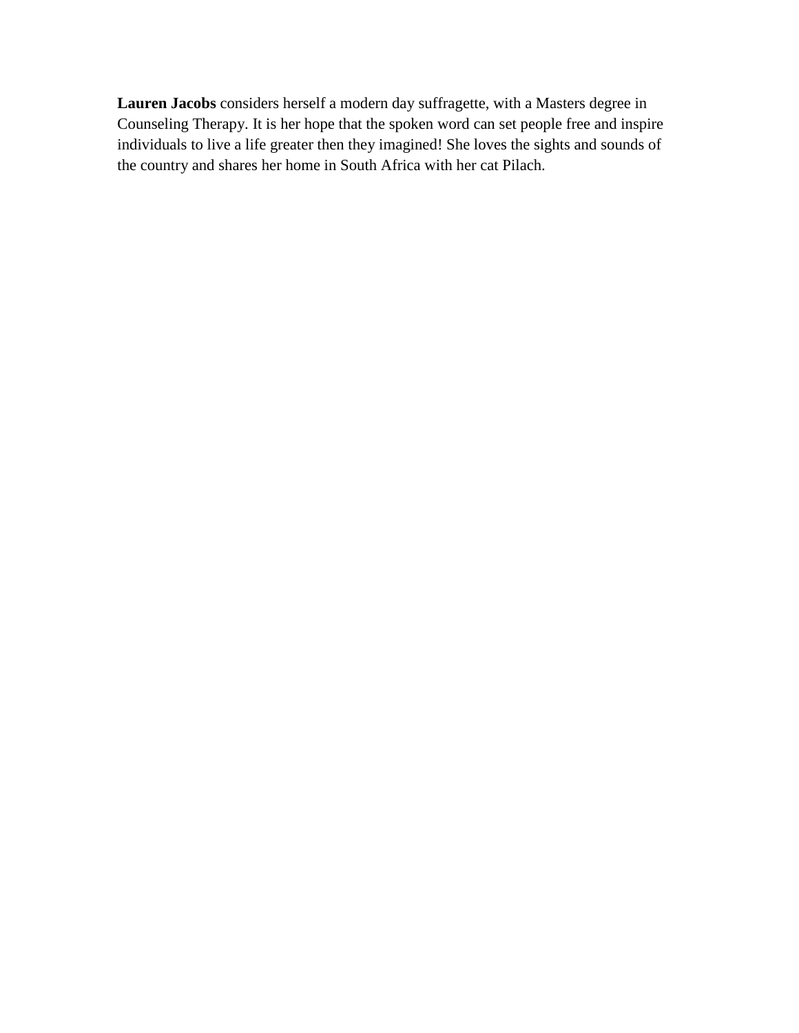**Lauren Jacobs** considers herself a modern day suffragette, with a Masters degree in Counseling Therapy. It is her hope that the spoken word can set people free and inspire individuals to live a life greater then they imagined! She loves the sights and sounds of the country and shares her home in South Africa with her cat Pilach.